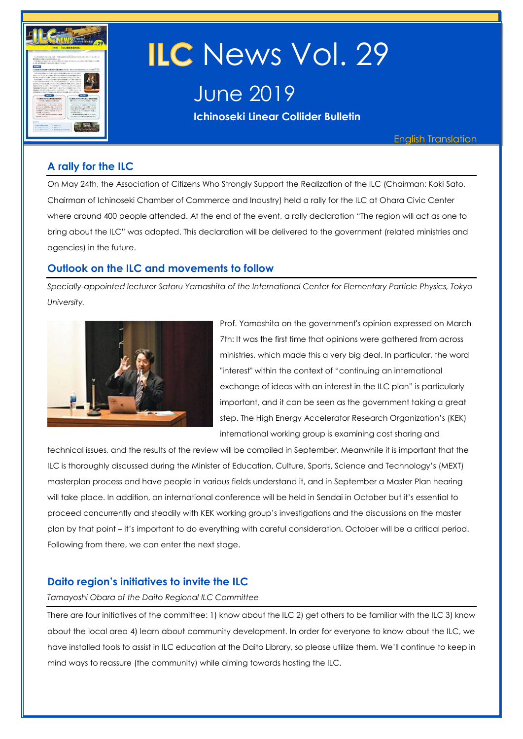# ILC News Vol. 29

## June 2019

**Ichinoseki Linear Collider Bulletin**

English Translation

## A rally for the ILC

On May 24th, the Association of Citizens Who Strongly Support the Realization of the ILC (Chairman: Koki Sato, Chairman of Ichinoseki Chamber of Commerce and Industry) held a rally for the ILC at Ohara Civic Center where around 400 people attended. At the end of the event, a rally declaration "The region will act as one to bring about the ILC" was adopted. This declaration will be delivered to the government (related ministries and agencies) in the future.

## Outlook on the ILC and movements to follow

*Specially-appointed lecturer Satoru Yamashita of the International Center for Elementary Particle Physics, Tokyo University.*

Prof. Yamashita on the government's opinion expressed on March 7th: It was the first time that opinions were gathered from across ministries, which made this a very big deal. In particular, the word "interest" within the context of "continuing an international exchange of ideas with an interest in the ILC plan" is particularly important, and it can be seen as the government taking a great step. The High Energy Accelerator Research Organization's (KEK) international working group is examining cost sharing and technical issues, and the results of the review will be compiled in September. Meanwhile it is important that the ILC is thoroughly discussed during the Minister of Education, Culture, Sports, Science and Technology's (MEXT) masterplan process and have people in various fields understand it, and in September a Master Plan hearing will take place. In addition, an international conference will be held in Sendai in October but it's essential to proceed concurrently and steadily with KEK working group's investigations and the discussions on the master plan by that point – it's important to do everything with careful consideration. October will be a critical period. Following from there, we can enter the next stage.

## Daito region's initiatives to invite the ILC

*Tamayoshi Obara of the Daito Regional ILC Committee*

There are four initiatives of the committee: 1) know about the ILC 2) get others to be familiar with the ILC 3) know about the local area 4) learn about community development. In order for everyone to know about the ILC, we have installed tools to assist in ILC education at the Daito Library, so please utilize them. We'll continue to keep in mind ways to reassure (the community) while aiming towards hosting the ILC.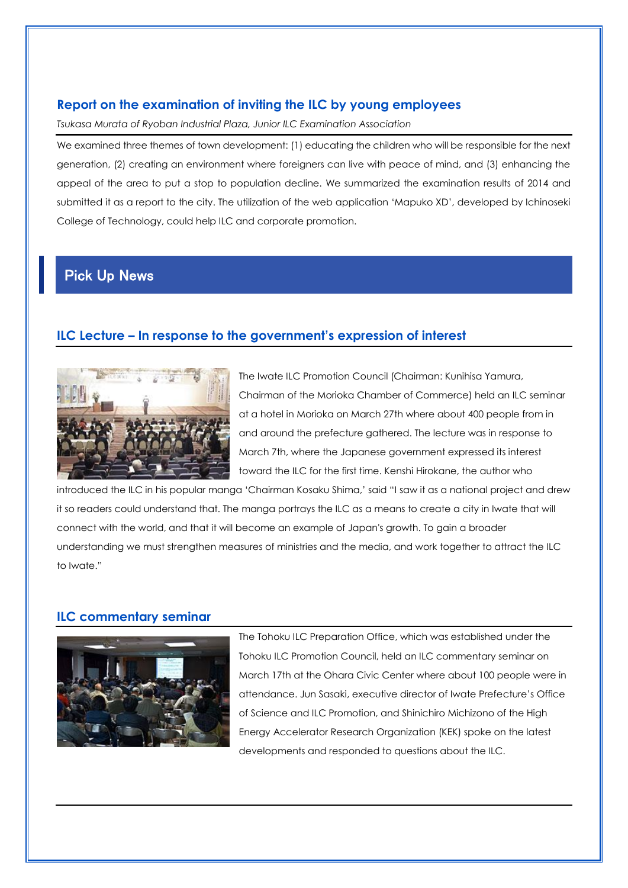### Report on the examination of inviting the ILC by young employees

*Tsukasa Murata of Ryoban Industrial Plaza, Junior ILC Examination Association*

We examined three themes of town development: (1) educating the children who will be responsible for the next generation, (2) creating an environment where foreigners can live with peace of mind, and (3) enhancing the appeal of the area to put a stop to population decline. We summarized the examination results of 2014 and submitted it as a report to the city. The utilization of the web application 'Mapuko XD', developed by Ichinoseki College of Technology, could help ILC and corporate promotion.

## Pick Up News

### ILC Lecture – In response to the government's expression of interest

The Iwate ILC Promotion Council (Chairman: Kunihisa Yamura, Chairman of the Morioka Chamber of Commerce) held an ILC seminar at a hotel in Morioka on March 27th where about 400 people from in and around the prefecture gathered. The lecture was in response to March 7th, where the Japanese government expressed its interest toward the ILC for the first time. Kenshi Hirokane, the author who introduced the ILC in his popular manga 'Chairman Kosaku Shima,' said "I saw it as a national project and drew it so readers could understand that. The manga portrays the ILC as a means to create a city in Iwate that will connect with the world, and that it will become an example of Japan's growth. To gain a broader understanding we must strengthen measures of ministries and the media, and work together to attract the ILC to Iwate."

### ILC commentary seminar

The Tohoku ILC Preparation Office, which was established under the Tohoku ILC Promotion Council, held an ILC commentary seminar on March 17th at the Ohara Civic Center where about 100 people were in attendance. Jun Sasaki, executive director of Iwate Prefecture's Office of Science and ILC Promotion, and Shinichiro Michizono of the High Energy Accelerator Research Organization (KEK) spoke on the latest developments and responded to questions about the ILC.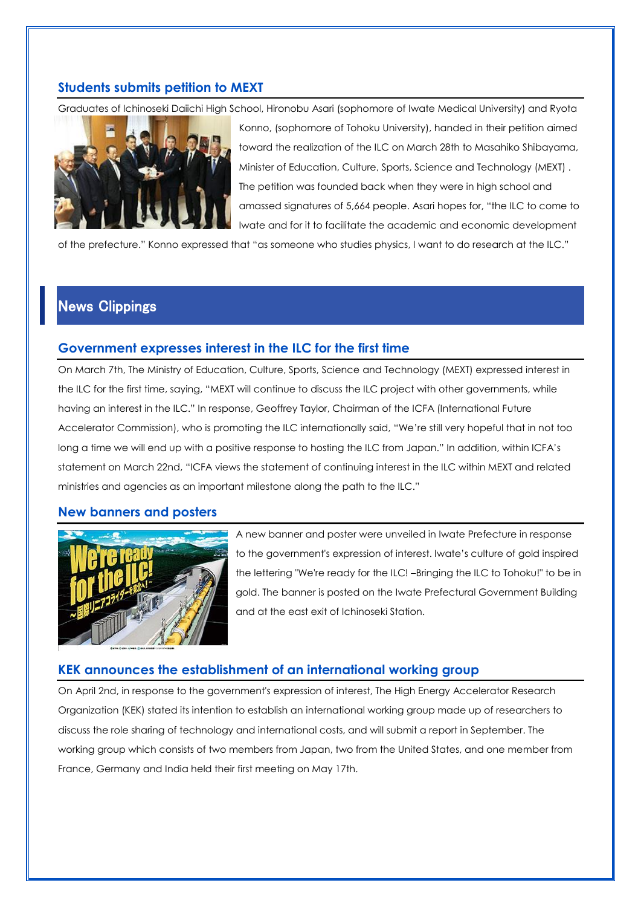## Students submits petition to MEXT

Graduates of Ichinoseki Daiichi High School, Hironobu Asari (sophomore of Iwate Medical University) and Ryota Konno, (sophomore of Tohoku University), handed in their petition aimed toward the realization of the ILC on March 28th to Masahiko Shibayama, Minister of Education, Culture, Sports, Science and Technology (MEXT) . The petition was founded back when they were in high school and amassed signatures of 5,664 people. Asari hopes for, "the ILC to come to Iwate and for it to facilitate the academic and economic development of the prefecture." Konno expressed that "as someone who studies physics, I want to do research at the ILC."

# News Clippings

## Government expresses interest in the ILC for the first time

On March 7th, The Ministry of Education, Culture, Sports, Science and Technology (MEXT) expressed interest in the ILC for the first time, saying, "MEXT will continue to discuss the ILC project with other governments, while having an interest in the ILC." In response, Geoffrey Taylor, Chairman of the ICFA (International Future Accelerator Commission), who is promoting the ILC internationally said, "We're still very hopeful that in not too long a time we will end up with a positive response to hosting the ILC from Japan." In addition, within ICFA's statement on March 22nd, "ICFA views the statement of continuing interest in the ILC within MEXT and related ministries and agencies as an important milestone along the path to the ILC."

## New banners and posters

A new banner and poster were unveiled in Iwate Prefecture in response to the government's expression of interest. Iwate's culture of gold inspired the lettering "We're ready for the ILC! –Bringing the ILC to Tohoku!" to be in gold. The banner is posted on the Iwate Prefectural Government Building and at the east exit of Ichinoseki Station.

## KEK announces the establishment of an international working group

On April 2nd, in response to the government's expression of interest, The High Energy Accelerator Research Organization (KEK) stated its intention to establish an international working group made up of researchers to discuss the role sharing of technology and international costs, and will submit a report in September. The working group which consists of two members from Japan, two from the United States, and one member from France, Germany and India held their first meeting on May 17th.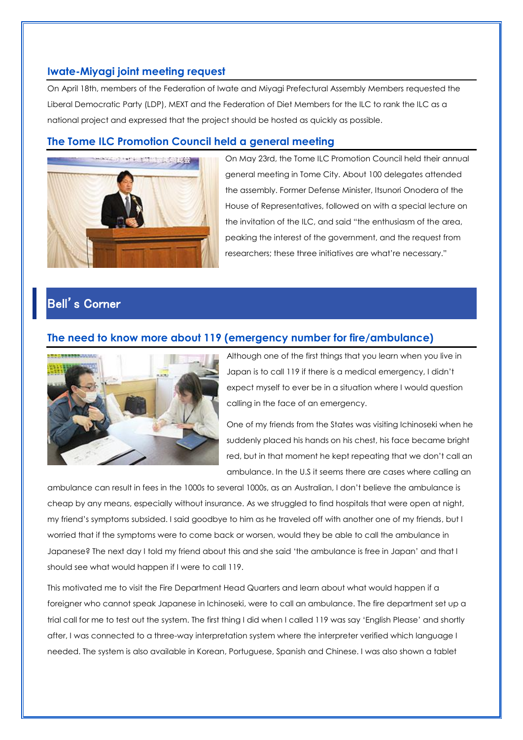## Iwate-Miyagi joint meeting request

On April 18th, members of the Federation of Iwate and Miyagi Prefectural Assembly Members requested the Liberal Democratic Party (LDP), MEXT and the Federation of Diet Members for the ILC to rank the ILC as a national project and expressed that the project should be hosted as quickly as possible.

## The Tome ILC Promotion Council held a general meeting

On May 23rd, the Tome ILC Promotion Council held their annual general meeting in Tome City. About 100 delegates attended the assembly. Former Defense Minister, Itsunori Onodera of the House of Representatives, followed on with a special lecture on the invitation of the ILC, and said "the enthusiasm of the area, peaking the interest of the government, and the request from researchers; these three initiatives are what're necessary."

# Bell's Corner

## The need to know more about 119 (emergency number for fire/ambulance)

Although one of the first things that you learn when you live in Japan is to call 119 if there is a medical emergency, I didn't expect myself to ever be in a situation where I would question calling in the face of an emergency.

One of my friends from the States was visiting Ichinoseki when he suddenly placed his hands on his chest, his face became bright red, but in that moment he kept repeating that we don't call an ambulance. In the U.S it seems there are cases where calling an ambulance can result in fees in the 1000s to several 1000s, as an Australian, I don't believe the ambulance is cheap by any means, especially without insurance. As we struggled to find hospitals that were open at night, my friend's symptoms subsided. I said goodbye to him as he traveled off with another one of my friends, but I worried that if the symptoms were to come back or worsen, would they be able to call the ambulance in Japanese? The next day I told my friend about this and she said 'the ambulance is free in Japan' and that I should see what would happen if I were to call 119.

This motivated me to visit the Fire Department Head Quarters and learn about what would happen if a foreigner who cannot speak Japanese in Ichinoseki, were to call an ambulance. The fire department set up a trial call for me to test out the system. The first thing I did when I called 119 was say 'English Please' and shortly after, I was connected to a three-way interpretation system where the interpreter verified which language I needed. The system is also available in Korean, Portuguese, Spanish and Chinese. I was also shown a tablet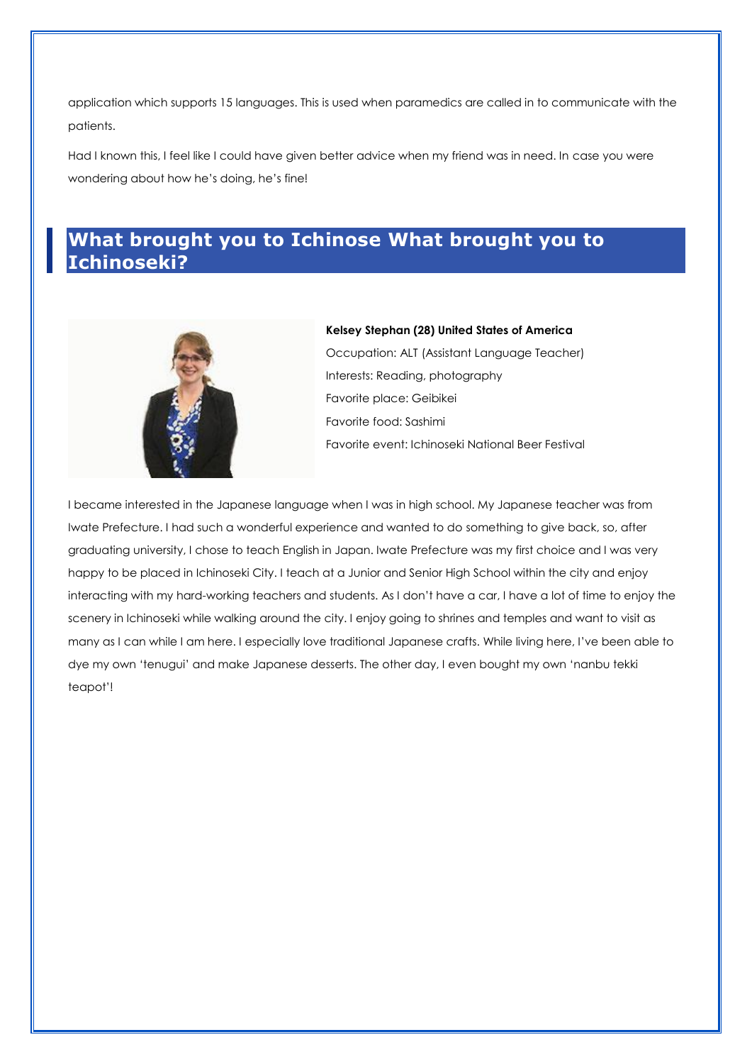application which supports 15 languages. This is used when paramedics are called in to communicate with the patients.

Had I known this, I feel like I could have given better advice when my friend was in need. In case you were wondering about how he's doing, he's fine!

## What brought you to Ichinose What brought you to Ichinoseki?

**Kelsey Stephan (28) United States of America**
Occupation: ALT (Assistant Language Teacher)
Interests: Reading, photography
Favorite place: Geibikei
Favorite food: Sashimi
Favorite event: Ichinoseki National Beer Festival

I became interested in the Japanese language when I was in high school. My Japanese teacher was from Iwate Prefecture. I had such a wonderful experience and wanted to do something to give back, so, after graduating university, I chose to teach English in Japan. Iwate Prefecture was my first choice and I was very happy to be placed in Ichinoseki City. I teach at a Junior and Senior High School within the city and enjoy interacting with my hard-working teachers and students. As I don't have a car, I have a lot of time to enjoy the scenery in Ichinoseki while walking around the city. I enjoy going to shrines and temples and want to visit as many as I can while I am here. I especially love traditional Japanese crafts. While living here, I've been able to dye my own 'tenugui' and make Japanese desserts. The other day, I even bought my own 'nanbu tekki teapot'!